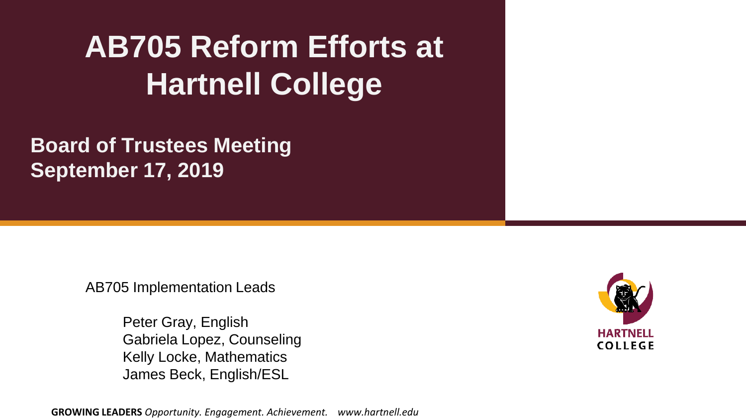# AB705 Reform Efforts at Hartnell College

## Board of Trustees Meeting
## September 17, 2019

AB705 Implementation Leads

- Peter Gray, English
- Gabriela Lopez, Counseling
- Kelly Locke, Mathematics
- James Beck, English/ESL

HARTNELL COLLEGE

**GROWING LEADERS** *Opportunity. Engagement. Achievement.* *www.hartnell.edu*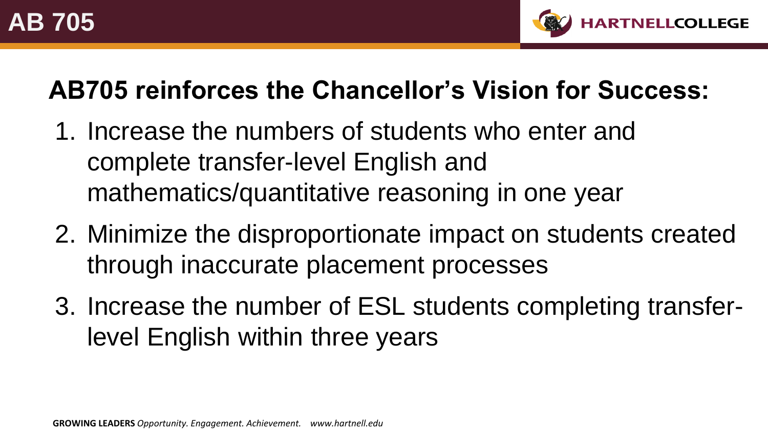# AB 705

## AB705 reinforces the Chancellor's Vision for Success:

1. Increase the numbers of students who enter and complete transfer-level English and mathematics/quantitative reasoning in one year
2. Minimize the disproportionate impact on students created through inaccurate placement processes
3. Increase the number of ESL students completing transfer-level English within three years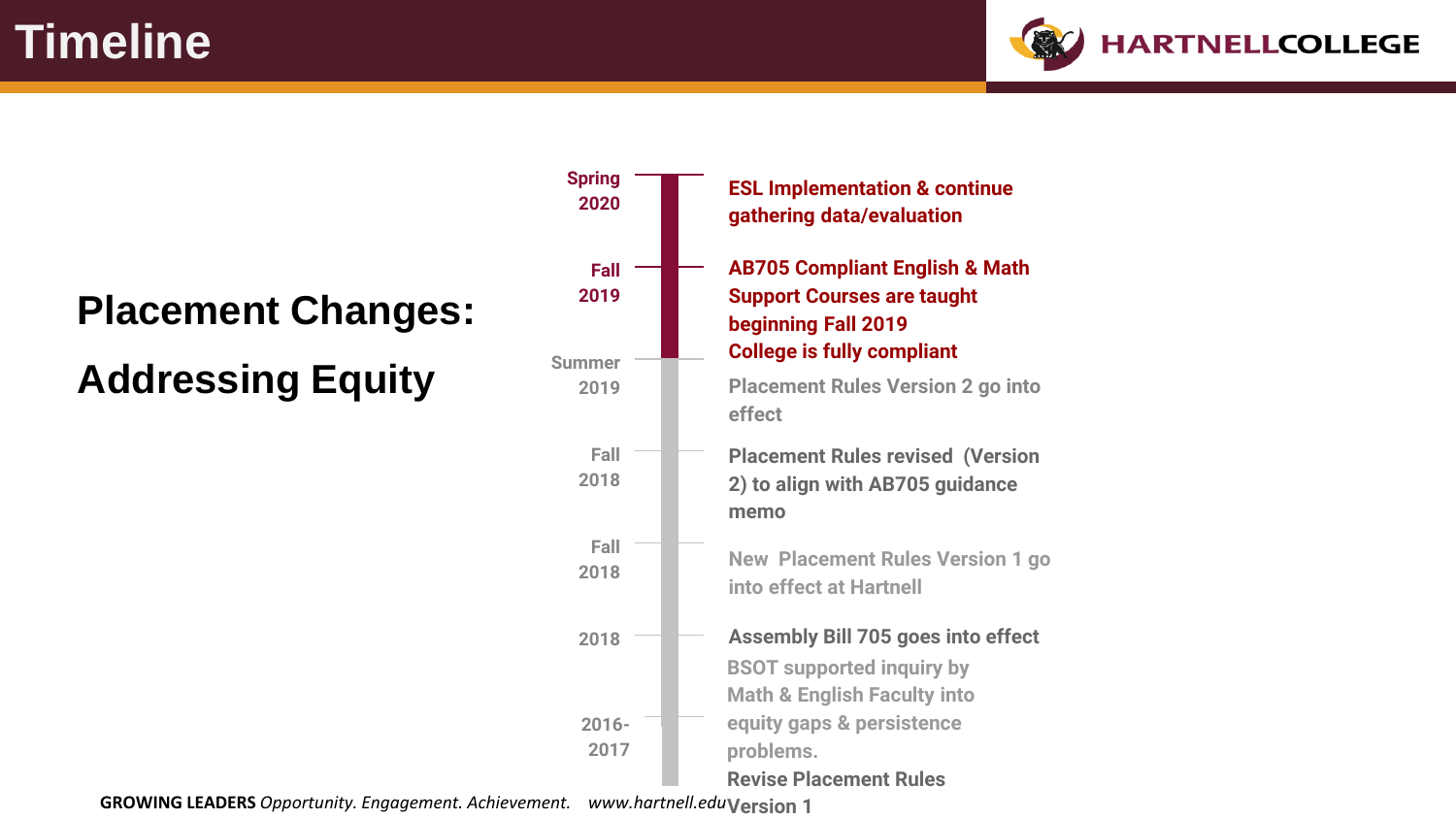# Timeline

## Placement Changes: Addressing Equity

| Date | Event |
| --- | --- |
| Spring 2020 | ESL Implementation & continue gathering data/evaluation |
| Fall 2019 | AB705 Compliant English & Math Support Courses are taught beginning Fall 2019<br>College is fully compliant |
| Summer 2019 | Placement Rules Version 2 go into effect |
| Fall 2018 | Placement Rules revised (Version 2) to align with AB705 guidance memo |
| Fall 2018 | New Placement Rules Version 1 go into effect at Hartnell |
| 2018 | Assembly Bill 705 goes into effect |
| 2016-2017 | BSOT supported inquiry by Math & English Faculty into equity gaps & persistence problems.<br>Revise Placement Rules Version 1 |

**GROWING LEADERS** *Opportunity. Engagement. Achievement.* *www.hartnell.edu*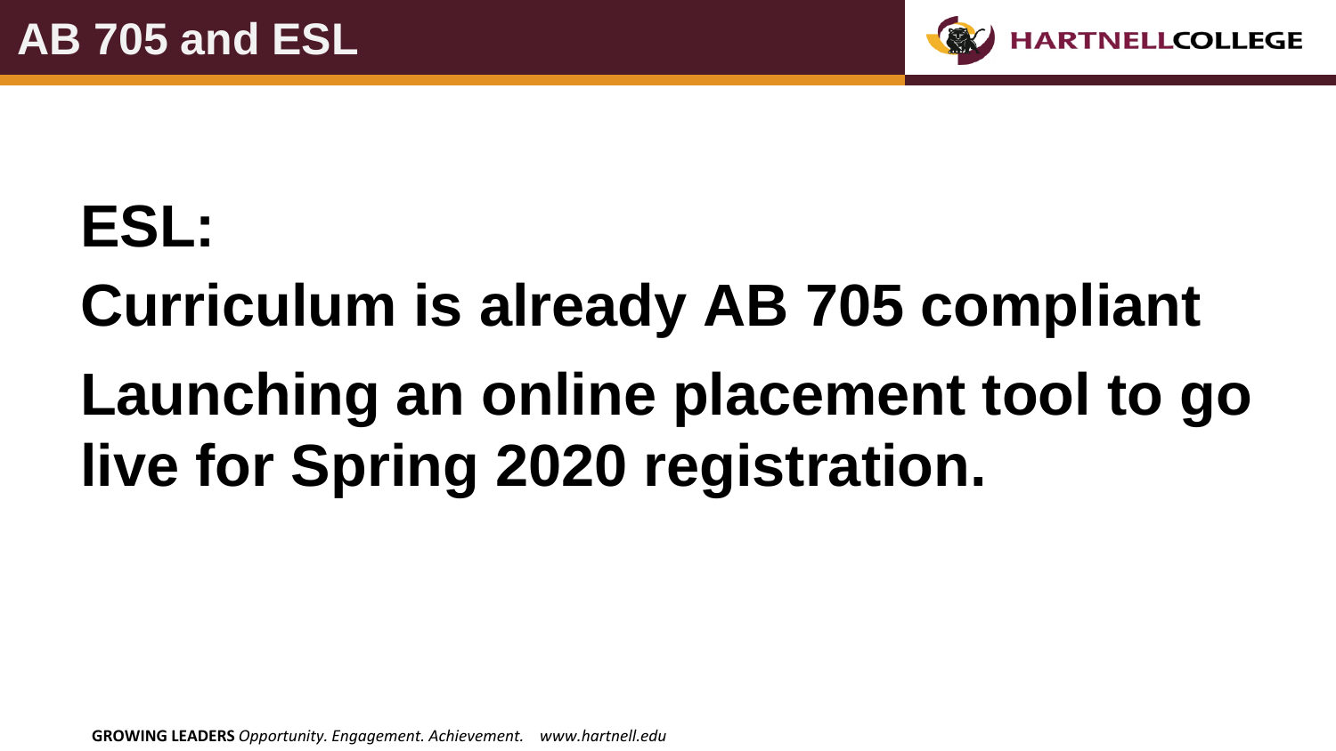# AB 705 and ESL

**ESL:**

**Curriculum is already AB 705 compliant**

**Launching an online placement tool to go live for Spring 2020 registration.**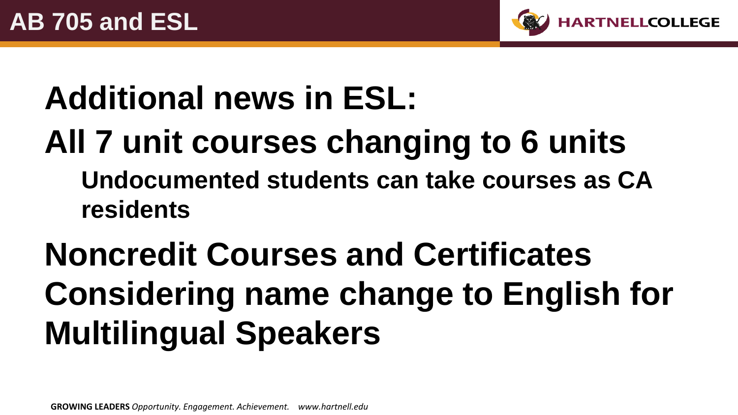# AB 705 and ESL

## Additional news in ESL:

## All 7 unit courses changing to 6 units

### Undocumented students can take courses as CA residents

## Noncredit Courses and Certificates

## Considering name change to English for Multilingual Speakers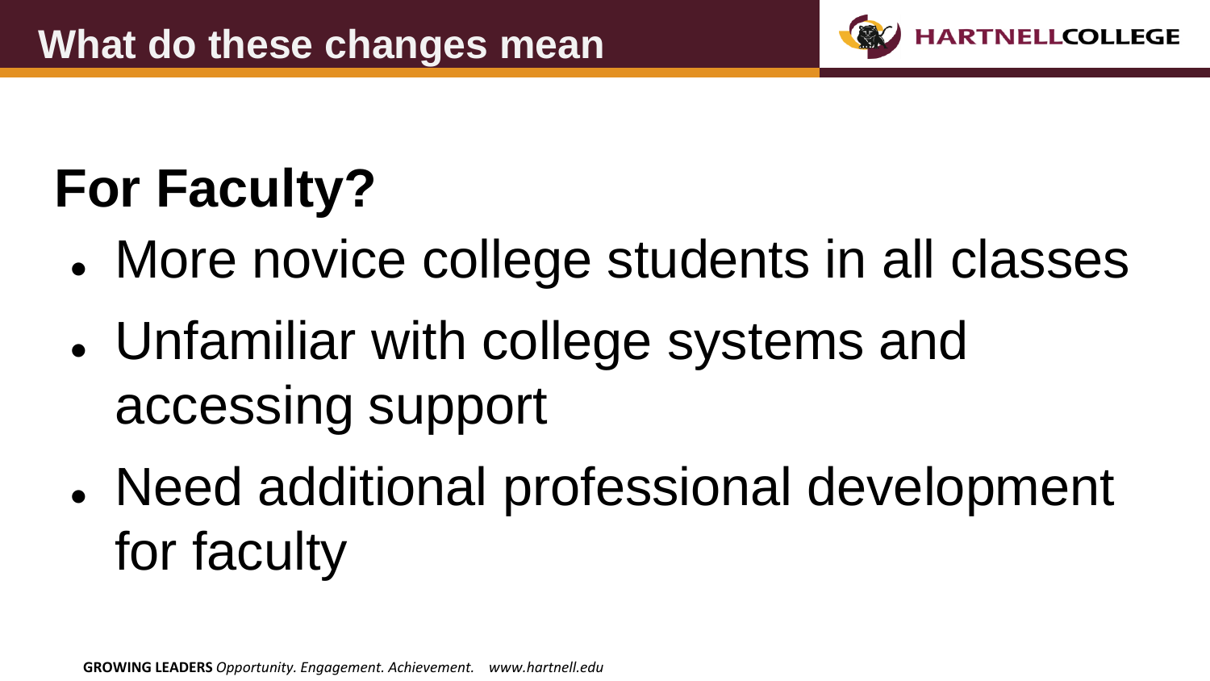# What do these changes mean

## For Faculty?

- More novice college students in all classes
- Unfamiliar with college systems and accessing support
- Need additional professional development for faculty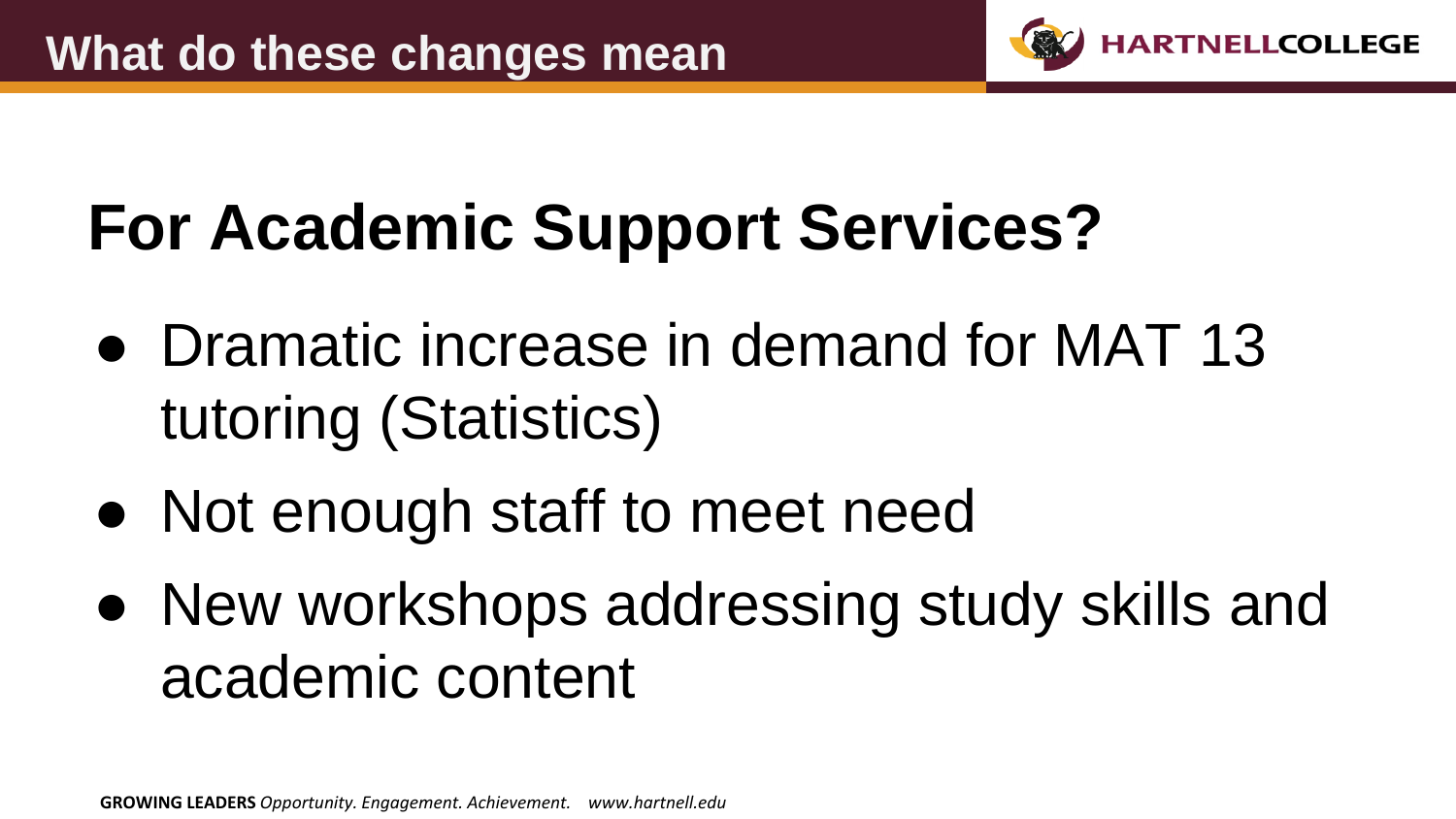## What do these changes mean

# For Academic Support Services?

- Dramatic increase in demand for MAT 13 tutoring (Statistics)
- Not enough staff to meet need
- New workshops addressing study skills and academic content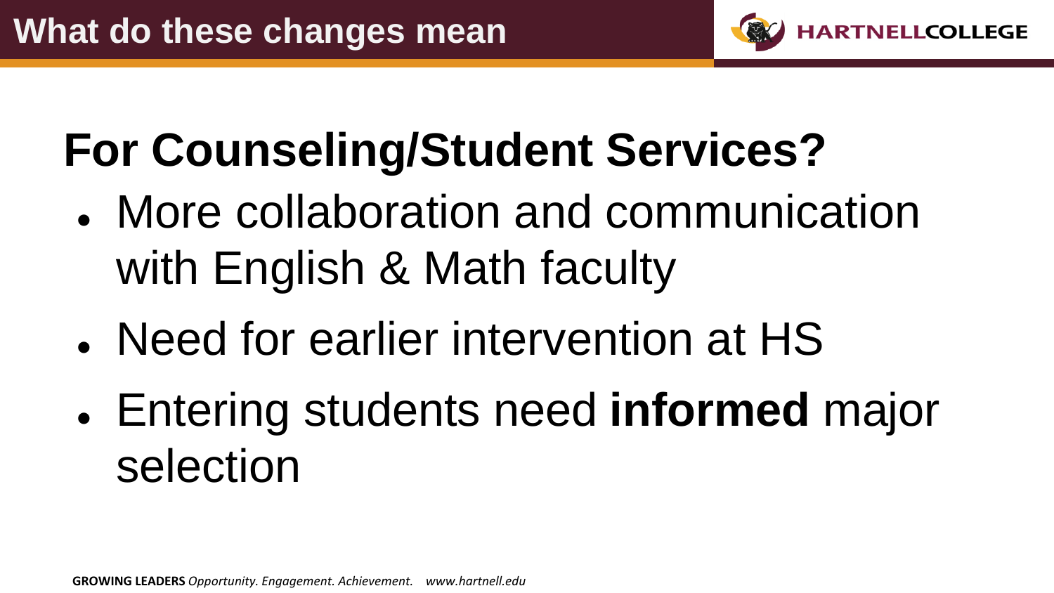# What do these changes mean

## For Counseling/Student Services?

- More collaboration and communication with English & Math faculty
- Need for earlier intervention at HS
- Entering students need **informed** major selection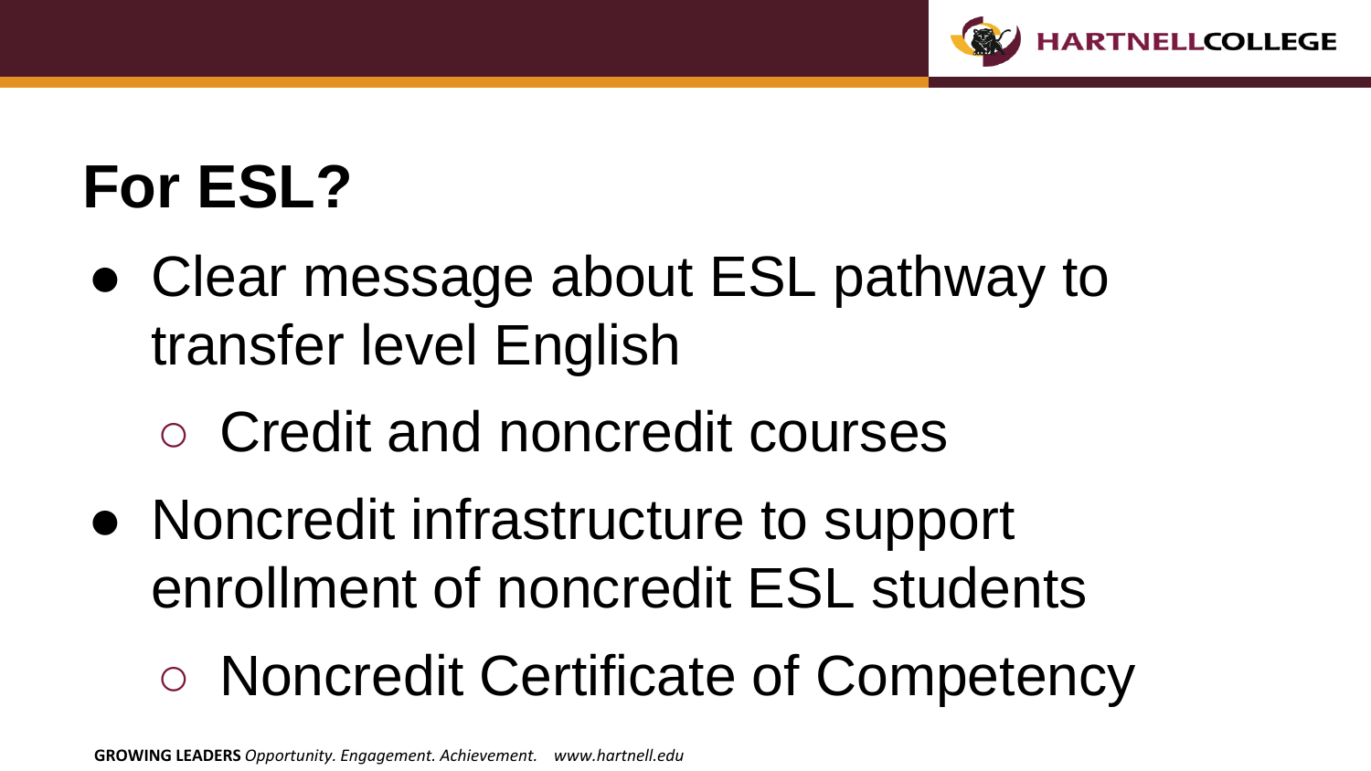# For ESL?

- Clear message about ESL pathway to transfer level English
  - Credit and noncredit courses
- Noncredit infrastructure to support enrollment of noncredit ESL students
  - Noncredit Certificate of Competency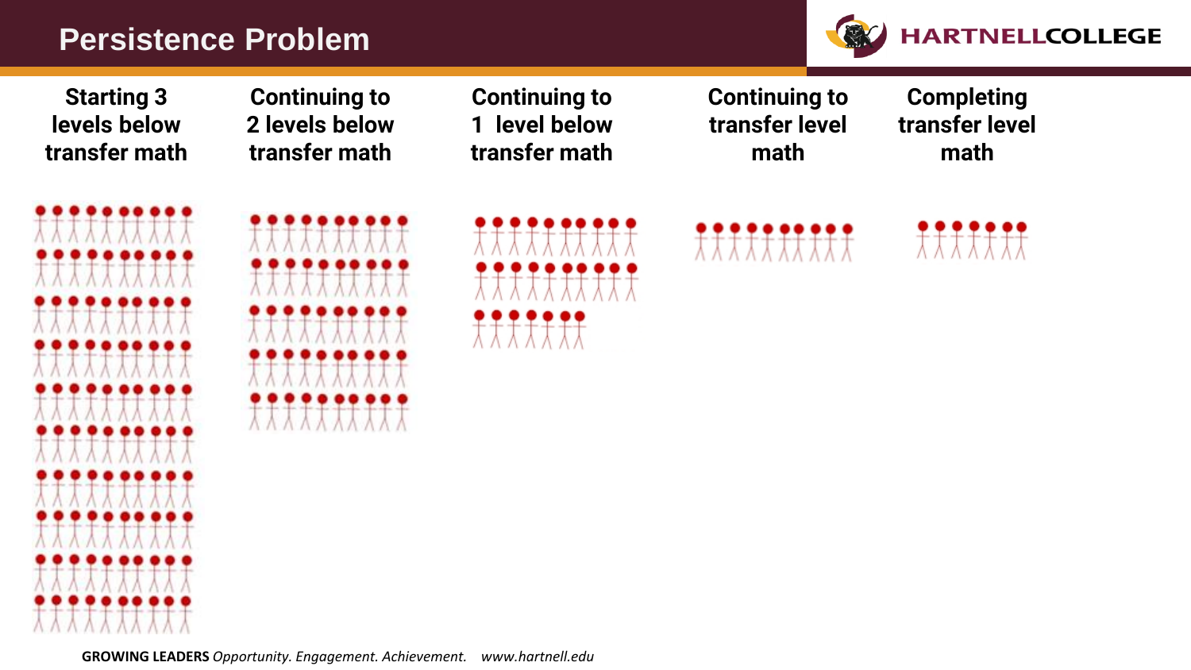# Persistence Problem

**Starting 3 levels below transfer math**

**Continuing to 2 levels below transfer math**

**Continuing to 1 level below transfer math**

**Continuing to transfer level math**

**Completing transfer level math**

**GROWING LEADERS** *Opportunity. Engagement. Achievement.* *www.hartnell.edu*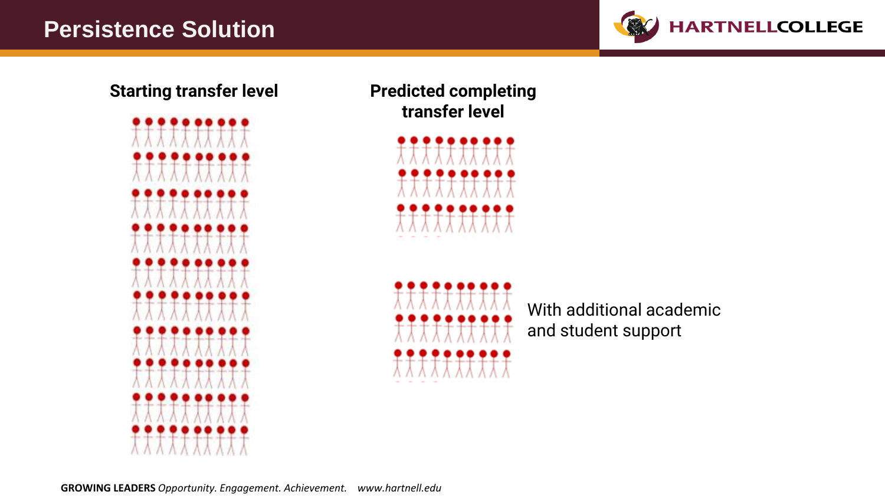# Persistence Solution

**Starting transfer level**

**Predicted completing transfer level**

With additional academic and student support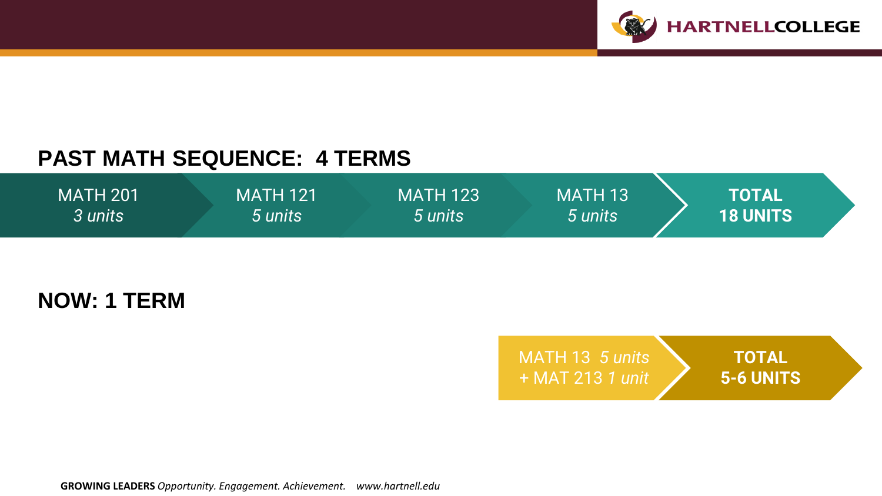## PAST MATH SEQUENCE: 4 TERMS

MATH 201 *3 units* → MATH 121 *5 units* → MATH 123 *5 units* → MATH 13 *5 units* → **TOTAL 18 UNITS**

## NOW: 1 TERM

MATH 13 *5 units* + MAT 213 *1 unit* → **TOTAL 5-6 UNITS**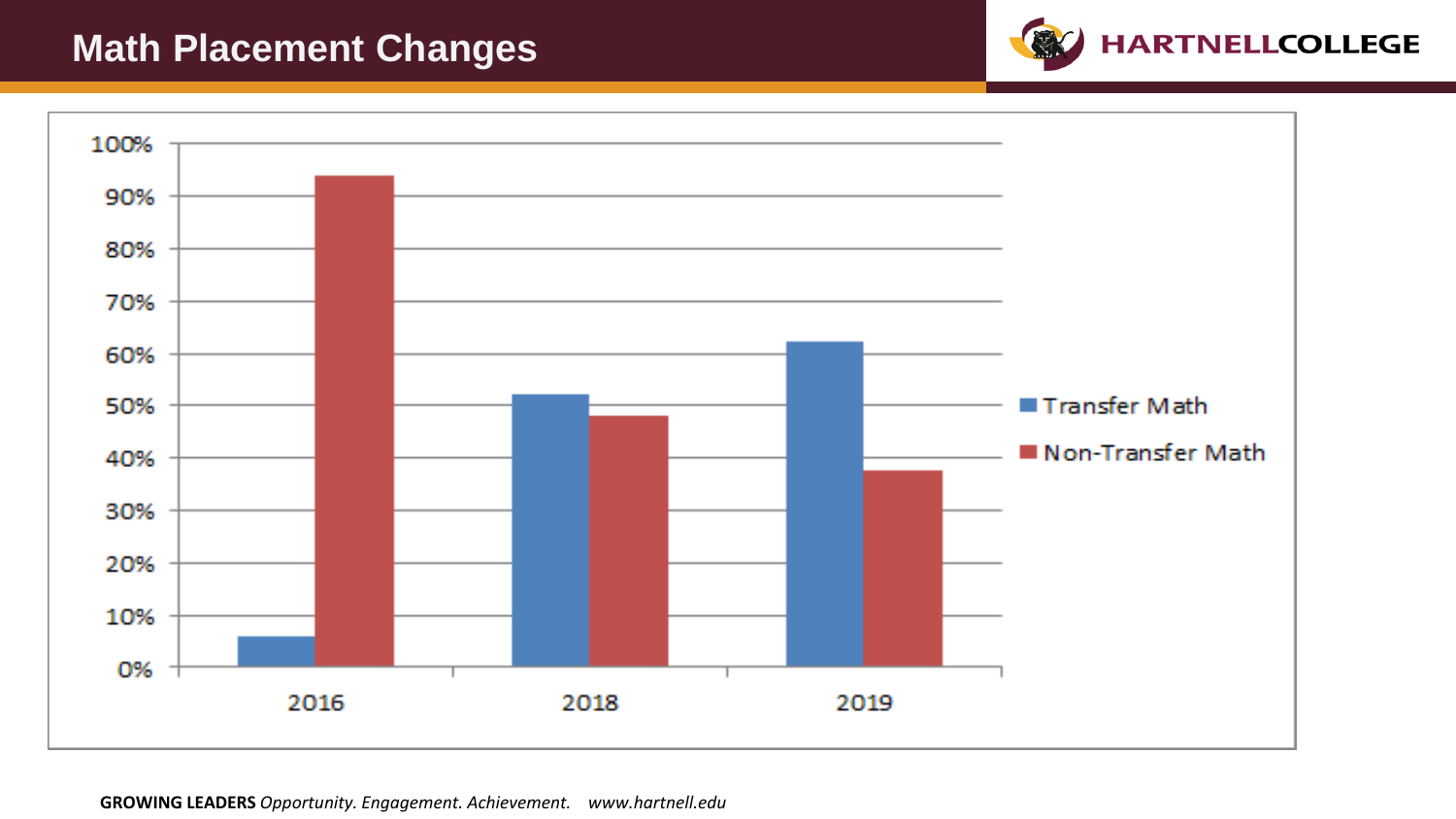# Math Placement Changes

| Year | Transfer Math | Non-Transfer Math |
| --- | --- | --- |
| 2016 | 6% | 94% |
| 2018 | 52% | 48% |
| 2019 | 62% | 38% |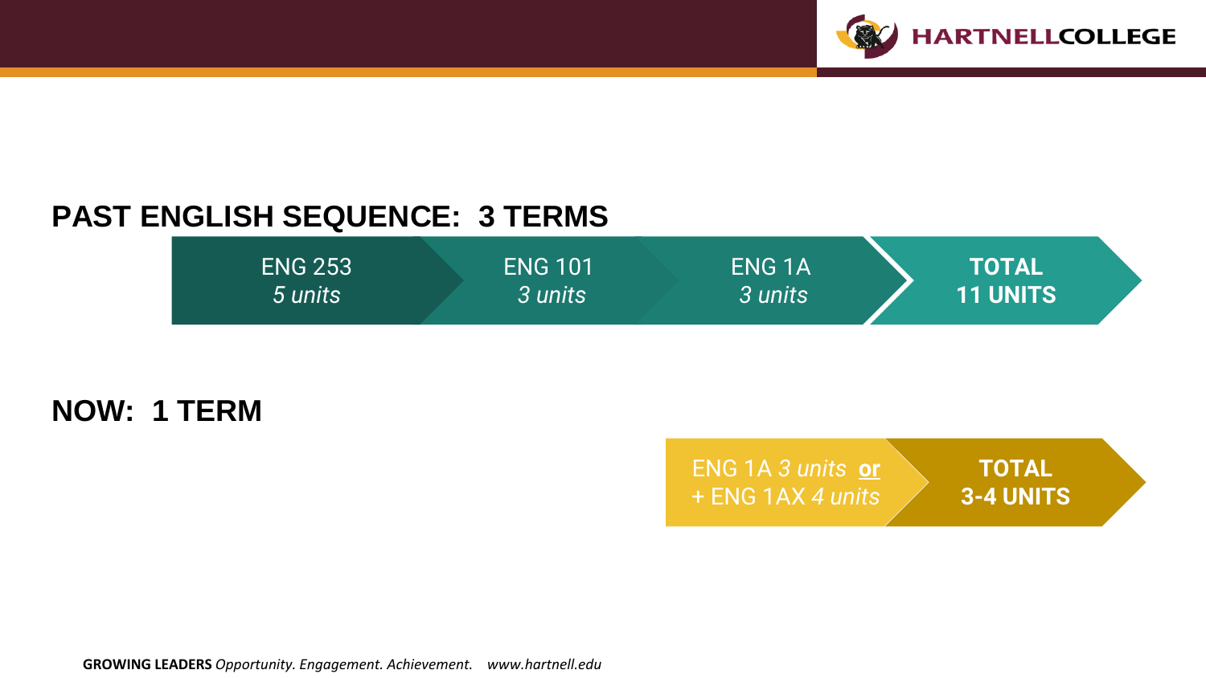## PAST ENGLISH SEQUENCE: 3 TERMS

ENG 253 *5 units* → ENG 101 *3 units* → ENG 1A *3 units* → **TOTAL 11 UNITS**

## NOW: 1 TERM

ENG 1A *3 units* **or** + ENG 1AX *4 units* → **TOTAL 3-4 UNITS**

**GROWING LEADERS** *Opportunity. Engagement. Achievement.* *www.hartnell.edu*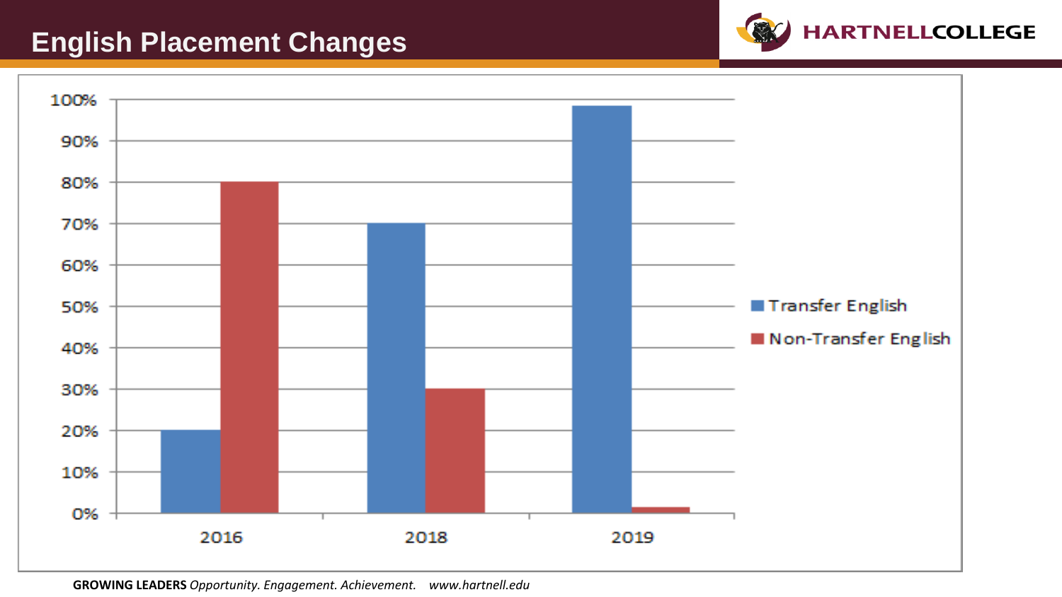# English Placement Changes

| Year | Transfer English | Non-Transfer English |
|---|---|---|
| 2016 | 20% | 80% |
| 2018 | 70% | 30% |
| 2019 | 98% | 1% |

**GROWING LEADERS** *Opportunity. Engagement. Achievement.* *www.hartnell.edu*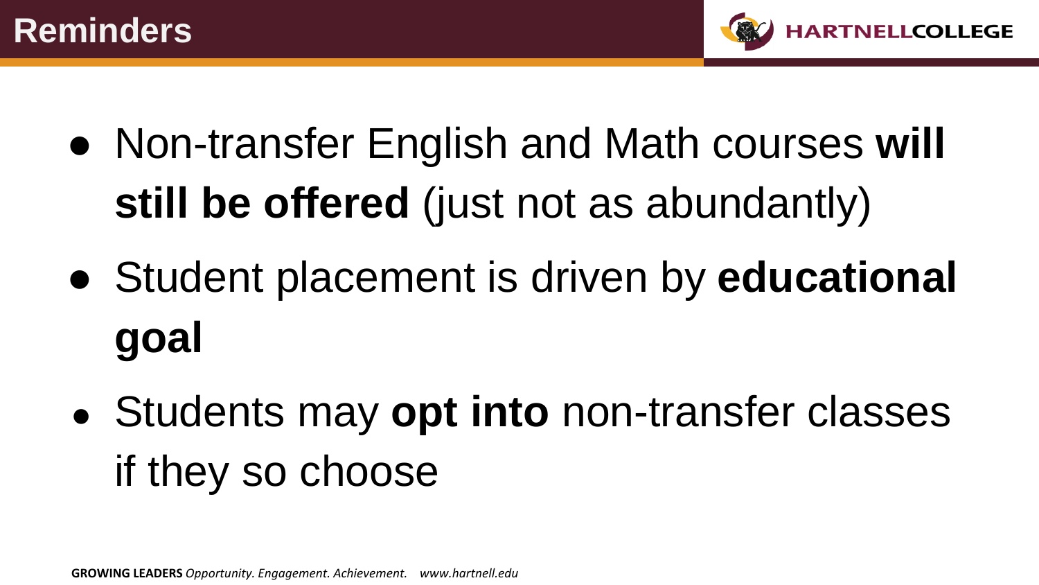# Reminders

- Non-transfer English and Math courses **will still be offered** (just not as abundantly)
- Student placement is driven by **educational goal**
- Students may **opt into** non-transfer classes if they so choose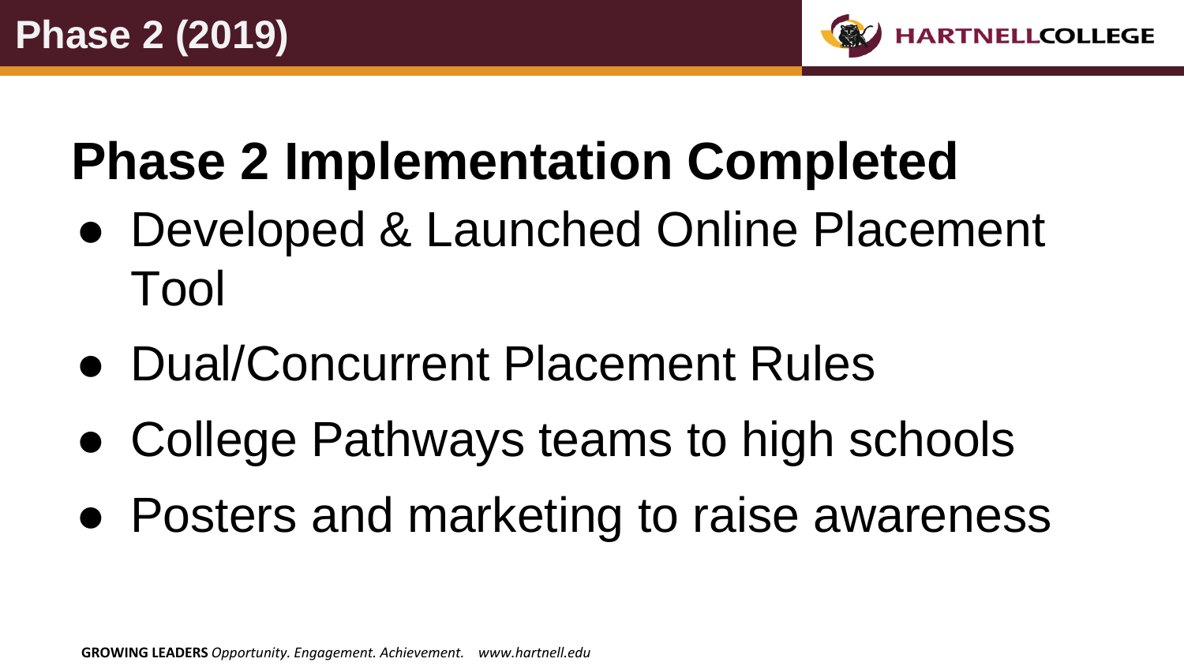# Phase 2 (2019)

## Phase 2 Implementation Completed

- Developed & Launched Online Placement Tool
- Dual/Concurrent Placement Rules
- College Pathways teams to high schools
- Posters and marketing to raise awareness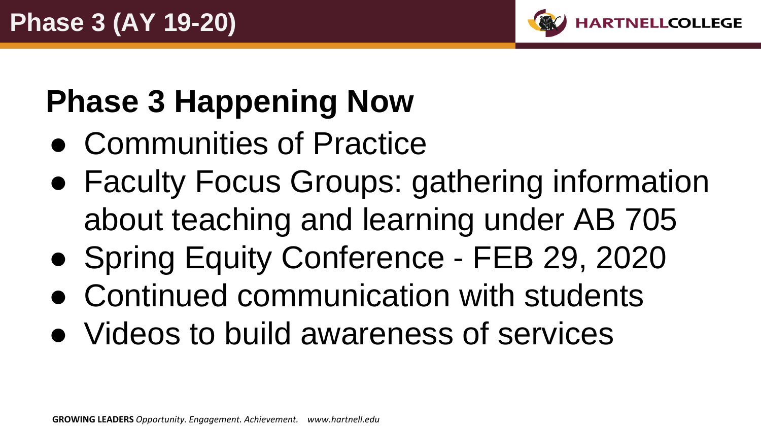# Phase 3 (AY 19-20)

## Phase 3 Happening Now

- Communities of Practice
- Faculty Focus Groups: gathering information about teaching and learning under AB 705
- Spring Equity Conference - FEB 29, 2020
- Continued communication with students
- Videos to build awareness of services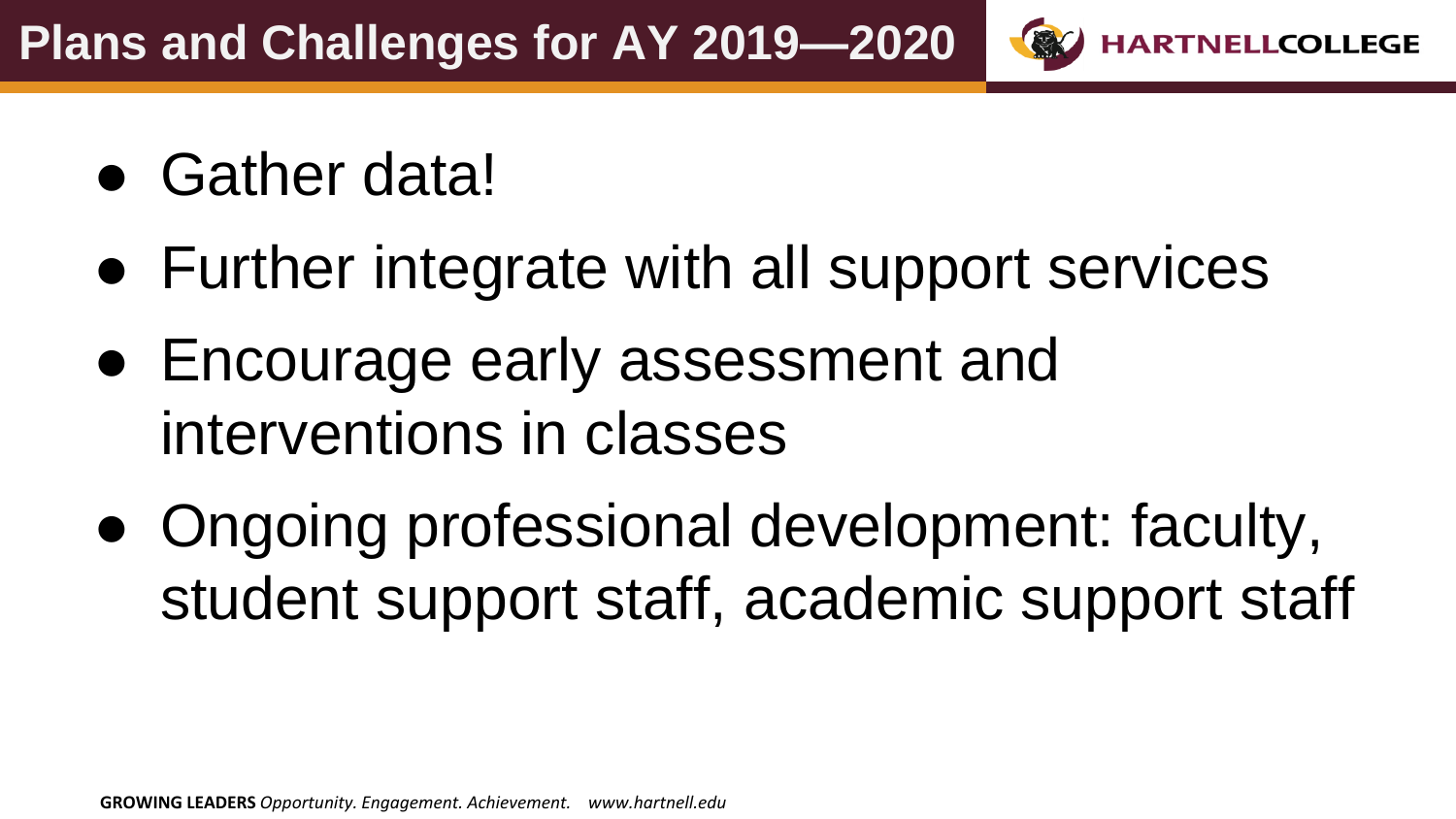# Plans and Challenges for AY 2019—2020

- Gather data!
- Further integrate with all support services
- Encourage early assessment and interventions in classes
- Ongoing professional development: faculty, student support staff, academic support staff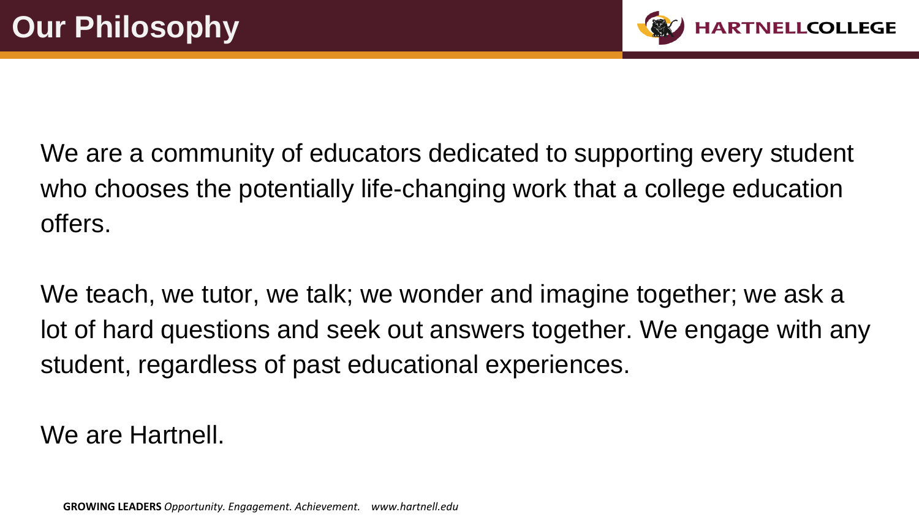# Our Philosophy

We are a community of educators dedicated to supporting every student who chooses the potentially life-changing work that a college education offers.

We teach, we tutor, we talk; we wonder and imagine together; we ask a lot of hard questions and seek out answers together. We engage with any student, regardless of past educational experiences.

We are Hartnell.